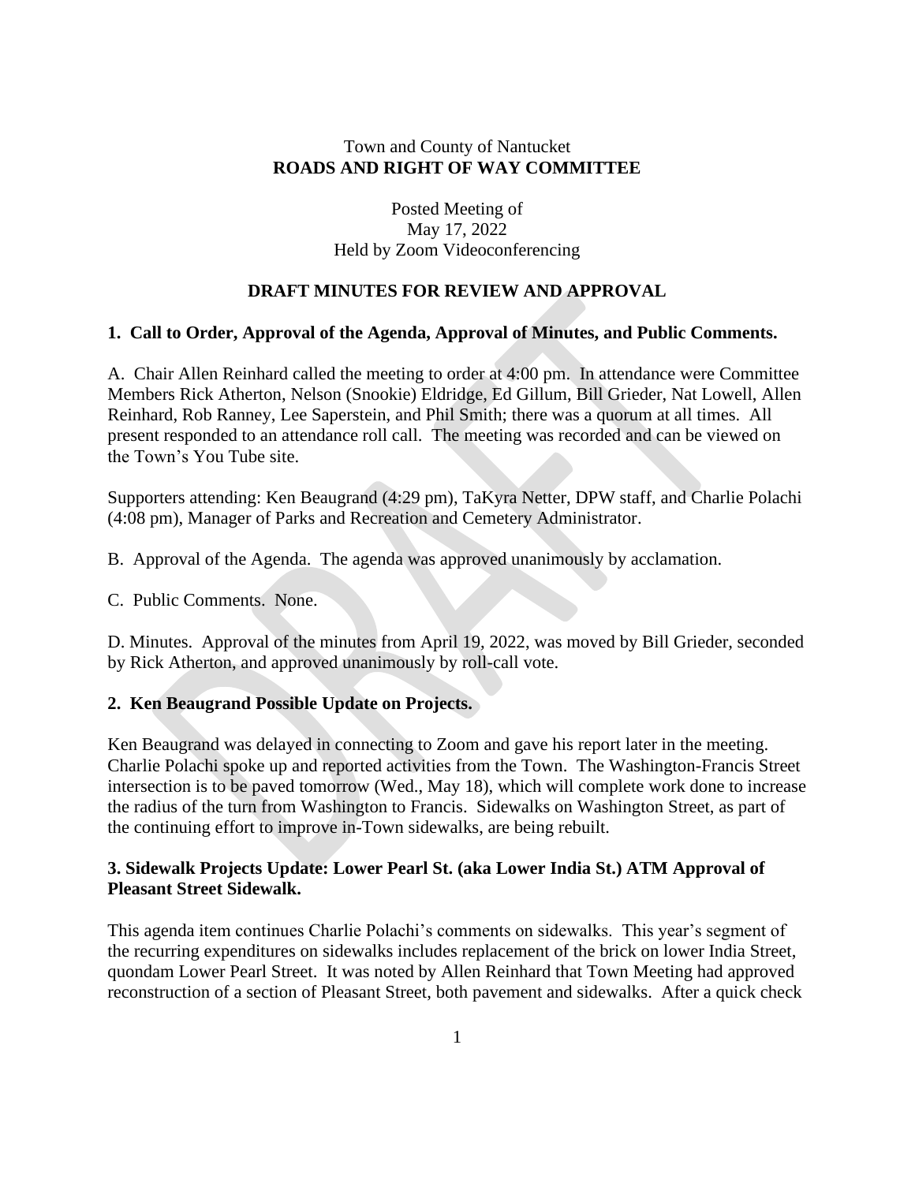Town and County of Nantucket

**ROADS AND RIGHT OF WAY COMMITTEE**

Posted Meeting of
May 17, 2022
Held by Zoom Videoconferencing

**DRAFT MINUTES FOR REVIEW AND APPROVAL**

**1. Call to Order, Approval of the Agenda, Approval of Minutes, and Public Comments.**

A. Chair Allen Reinhard called the meeting to order at 4:00 pm. In attendance were Committee Members Rick Atherton, Nelson (Snookie) Eldridge, Ed Gillum, Bill Grieder, Nat Lowell, Allen Reinhard, Rob Ranney, Lee Saperstein, and Phil Smith; there was a quorum at all times. All present responded to an attendance roll call. The meeting was recorded and can be viewed on the Town's You Tube site.

Supporters attending: Ken Beaugrand (4:29 pm), TaKyra Netter, DPW staff, and Charlie Polachi (4:08 pm), Manager of Parks and Recreation and Cemetery Administrator.

B. Approval of the Agenda. The agenda was approved unanimously by acclamation.

C. Public Comments. None.

D. Minutes. Approval of the minutes from April 19, 2022, was moved by Bill Grieder, seconded by Rick Atherton, and approved unanimously by roll-call vote.

**2. Ken Beaugrand Possible Update on Projects.**

Ken Beaugrand was delayed in connecting to Zoom and gave his report later in the meeting. Charlie Polachi spoke up and reported activities from the Town. The Washington-Francis Street intersection is to be paved tomorrow (Wed., May 18), which will complete work done to increase the radius of the turn from Washington to Francis. Sidewalks on Washington Street, as part of the continuing effort to improve in-Town sidewalks, are being rebuilt.

**3. Sidewalk Projects Update: Lower Pearl St. (aka Lower India St.) ATM Approval of Pleasant Street Sidewalk.**

This agenda item continues Charlie Polachi's comments on sidewalks. This year's segment of the recurring expenditures on sidewalks includes replacement of the brick on lower India Street, quondam Lower Pearl Street. It was noted by Allen Reinhard that Town Meeting had approved reconstruction of a section of Pleasant Street, both pavement and sidewalks. After a quick check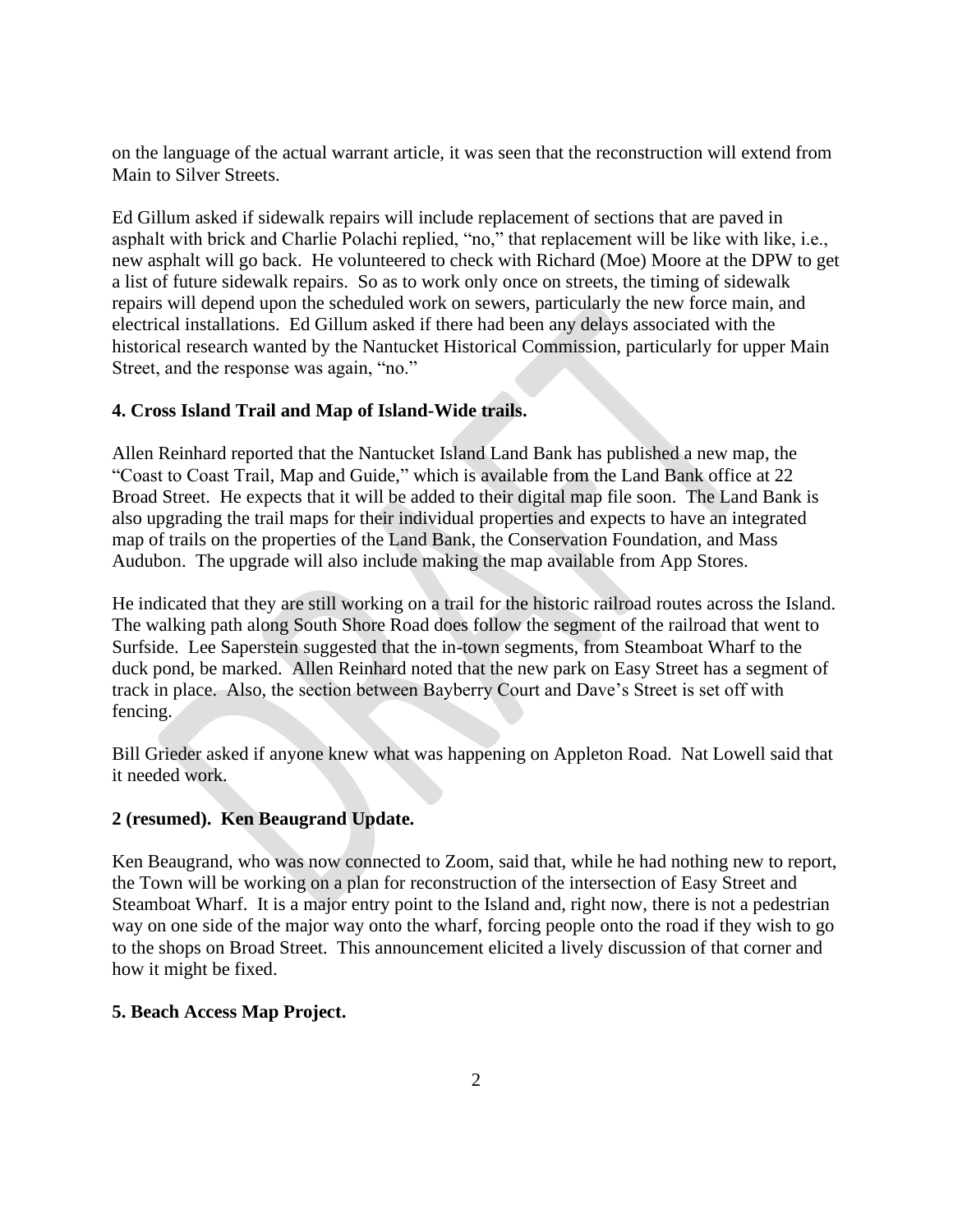on the language of the actual warrant article, it was seen that the reconstruction will extend from Main to Silver Streets.

Ed Gillum asked if sidewalk repairs will include replacement of sections that are paved in asphalt with brick and Charlie Polachi replied, "no," that replacement will be like with like, i.e., new asphalt will go back. He volunteered to check with Richard (Moe) Moore at the DPW to get a list of future sidewalk repairs. So as to work only once on streets, the timing of sidewalk repairs will depend upon the scheduled work on sewers, particularly the new force main, and electrical installations. Ed Gillum asked if there had been any delays associated with the historical research wanted by the Nantucket Historical Commission, particularly for upper Main Street, and the response was again, "no."

**4. Cross Island Trail and Map of Island-Wide trails.**

Allen Reinhard reported that the Nantucket Island Land Bank has published a new map, the "Coast to Coast Trail, Map and Guide," which is available from the Land Bank office at 22 Broad Street. He expects that it will be added to their digital map file soon. The Land Bank is also upgrading the trail maps for their individual properties and expects to have an integrated map of trails on the properties of the Land Bank, the Conservation Foundation, and Mass Audubon. The upgrade will also include making the map available from App Stores.

He indicated that they are still working on a trail for the historic railroad routes across the Island. The walking path along South Shore Road does follow the segment of the railroad that went to Surfside. Lee Saperstein suggested that the in-town segments, from Steamboat Wharf to the duck pond, be marked. Allen Reinhard noted that the new park on Easy Street has a segment of track in place. Also, the section between Bayberry Court and Dave's Street is set off with fencing.

Bill Grieder asked if anyone knew what was happening on Appleton Road. Nat Lowell said that it needed work.

**2 (resumed). Ken Beaugrand Update.**

Ken Beaugrand, who was now connected to Zoom, said that, while he had nothing new to report, the Town will be working on a plan for reconstruction of the intersection of Easy Street and Steamboat Wharf. It is a major entry point to the Island and, right now, there is not a pedestrian way on one side of the major way onto the wharf, forcing people onto the road if they wish to go to the shops on Broad Street. This announcement elicited a lively discussion of that corner and how it might be fixed.

**5. Beach Access Map Project.**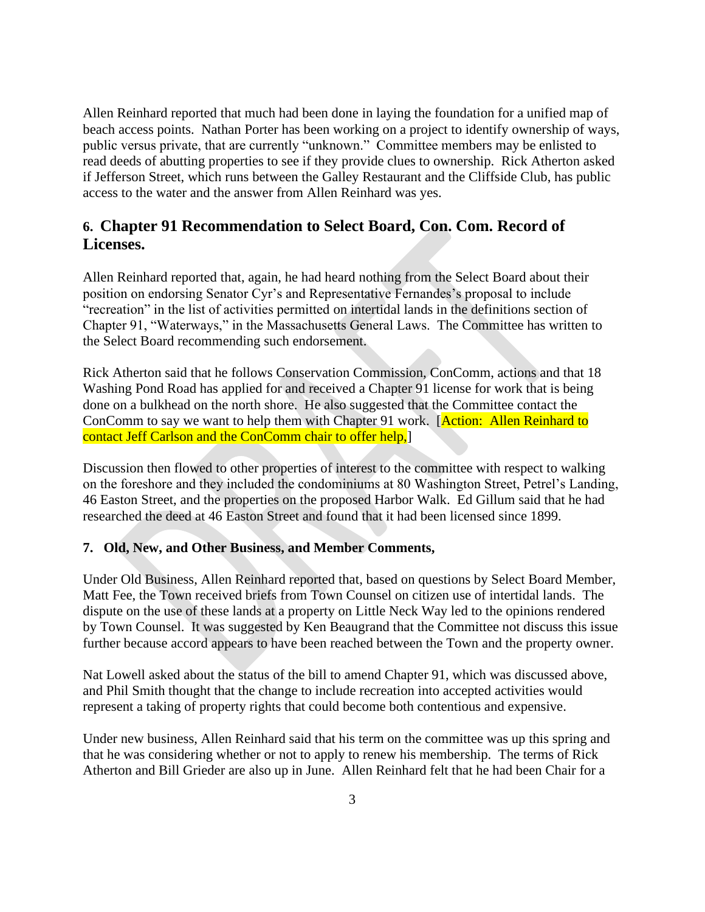Allen Reinhard reported that much had been done in laying the foundation for a unified map of beach access points. Nathan Porter has been working on a project to identify ownership of ways, public versus private, that are currently "unknown." Committee members may be enlisted to read deeds of abutting properties to see if they provide clues to ownership. Rick Atherton asked if Jefferson Street, which runs between the Galley Restaurant and the Cliffside Club, has public access to the water and the answer from Allen Reinhard was yes.

## 6. Chapter 91 Recommendation to Select Board, Con. Com. Record of Licenses.

Allen Reinhard reported that, again, he had heard nothing from the Select Board about their position on endorsing Senator Cyr's and Representative Fernandes's proposal to include "recreation" in the list of activities permitted on intertidal lands in the definitions section of Chapter 91, "Waterways," in the Massachusetts General Laws. The Committee has written to the Select Board recommending such endorsement.

Rick Atherton said that he follows Conservation Commission, ConComm, actions and that 18 Washing Pond Road has applied for and received a Chapter 91 license for work that is being done on a bulkhead on the north shore. He also suggested that the Committee contact the ConComm to say we want to help them with Chapter 91 work. [Action: Allen Reinhard to contact Jeff Carlson and the ConComm chair to offer help,]

Discussion then flowed to other properties of interest to the committee with respect to walking on the foreshore and they included the condominiums at 80 Washington Street, Petrel's Landing, 46 Easton Street, and the properties on the proposed Harbor Walk. Ed Gillum said that he had researched the deed at 46 Easton Street and found that it had been licensed since 1899.

### 7. Old, New, and Other Business, and Member Comments,

Under Old Business, Allen Reinhard reported that, based on questions by Select Board Member, Matt Fee, the Town received briefs from Town Counsel on citizen use of intertidal lands. The dispute on the use of these lands at a property on Little Neck Way led to the opinions rendered by Town Counsel. It was suggested by Ken Beaugrand that the Committee not discuss this issue further because accord appears to have been reached between the Town and the property owner.

Nat Lowell asked about the status of the bill to amend Chapter 91, which was discussed above, and Phil Smith thought that the change to include recreation into accepted activities would represent a taking of property rights that could become both contentious and expensive.

Under new business, Allen Reinhard said that his term on the committee was up this spring and that he was considering whether or not to apply to renew his membership. The terms of Rick Atherton and Bill Grieder are also up in June. Allen Reinhard felt that he had been Chair for a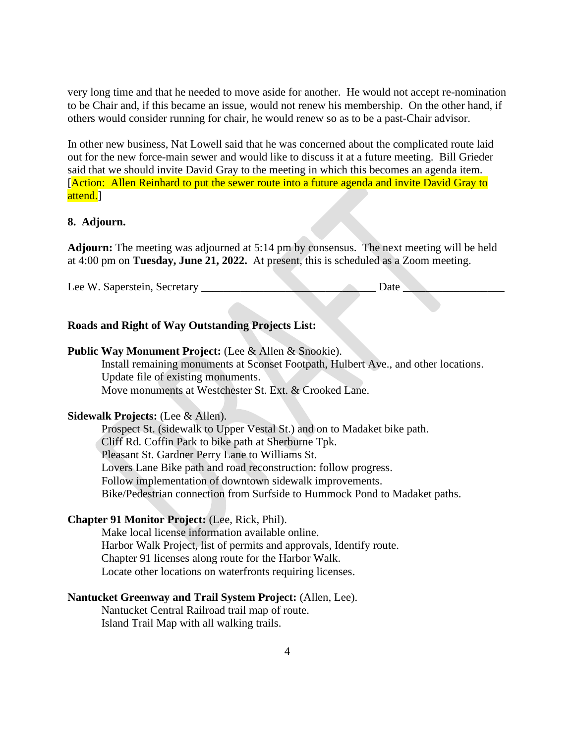very long time and that he needed to move aside for another. He would not accept re-nomination to be Chair and, if this became an issue, would not renew his membership. On the other hand, if others would consider running for chair, he would renew so as to be a past-Chair advisor.

In other new business, Nat Lowell said that he was concerned about the complicated route laid out for the new force-main sewer and would like to discuss it at a future meeting. Bill Grieder said that we should invite David Gray to the meeting in which this becomes an agenda item. [Action: Allen Reinhard to put the sewer route into a future agenda and invite David Gray to attend.]

**8. Adjourn.**

**Adjourn:** The meeting was adjourned at 5:14 pm by consensus. The next meeting will be held at 4:00 pm on **Tuesday, June 21, 2022.** At present, this is scheduled as a Zoom meeting.

Lee W. Saperstein, Secretary ______________________________ Date __________________

**Roads and Right of Way Outstanding Projects List:**

**Public Way Monument Project:** (Lee & Allen & Snookie).
- Install remaining monuments at Sconset Footpath, Hulbert Ave., and other locations.
- Update file of existing monuments.
- Move monuments at Westchester St. Ext. & Crooked Lane.

**Sidewalk Projects:** (Lee & Allen).
- Prospect St. (sidewalk to Upper Vestal St.) and on to Madaket bike path.
- Cliff Rd. Coffin Park to bike path at Sherburne Tpk.
- Pleasant St. Gardner Perry Lane to Williams St.
- Lovers Lane Bike path and road reconstruction: follow progress.
- Follow implementation of downtown sidewalk improvements.
- Bike/Pedestrian connection from Surfside to Hummock Pond to Madaket paths.

**Chapter 91 Monitor Project:** (Lee, Rick, Phil).
- Make local license information available online.
- Harbor Walk Project, list of permits and approvals, Identify route.
- Chapter 91 licenses along route for the Harbor Walk.
- Locate other locations on waterfronts requiring licenses.

**Nantucket Greenway and Trail System Project:** (Allen, Lee).
- Nantucket Central Railroad trail map of route.
- Island Trail Map with all walking trails.